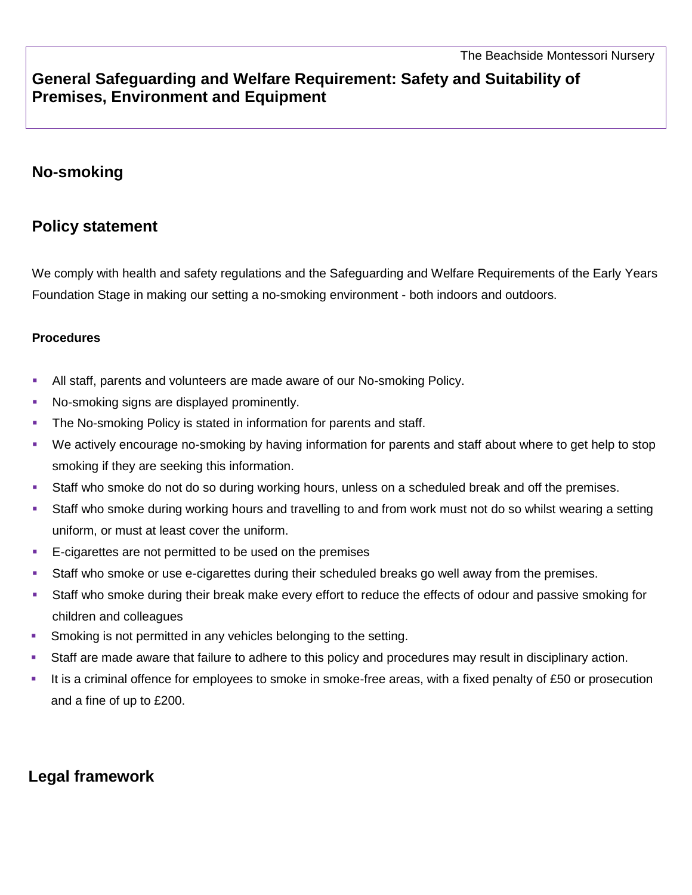The Beachside Montessori Nursery

# General Safeguarding and Welfare Requirement: Safety and Suitability of Premises, Environment and Equipment

## No-smoking

## Policy statement

We comply with health and safety regulations and the Safeguarding and Welfare Requirements of the Early Years Foundation Stage in making our setting a no-smoking environment - both indoors and outdoors.

**Procedures**

- All staff, parents and volunteers are made aware of our No-smoking Policy.
- No-smoking signs are displayed prominently.
- The No-smoking Policy is stated in information for parents and staff.
- We actively encourage no-smoking by having information for parents and staff about where to get help to stop smoking if they are seeking this information.
- Staff who smoke do not do so during working hours, unless on a scheduled break and off the premises.
- Staff who smoke during working hours and travelling to and from work must not do so whilst wearing a setting uniform, or must at least cover the uniform.
- E-cigarettes are not permitted to be used on the premises
- Staff who smoke or use e-cigarettes during their scheduled breaks go well away from the premises.
- Staff who smoke during their break make every effort to reduce the effects of odour and passive smoking for children and colleagues
- Smoking is not permitted in any vehicles belonging to the setting.
- Staff are made aware that failure to adhere to this policy and procedures may result in disciplinary action.
- It is a criminal offence for employees to smoke in smoke-free areas, with a fixed penalty of £50 or prosecution and a fine of up to £200.

## Legal framework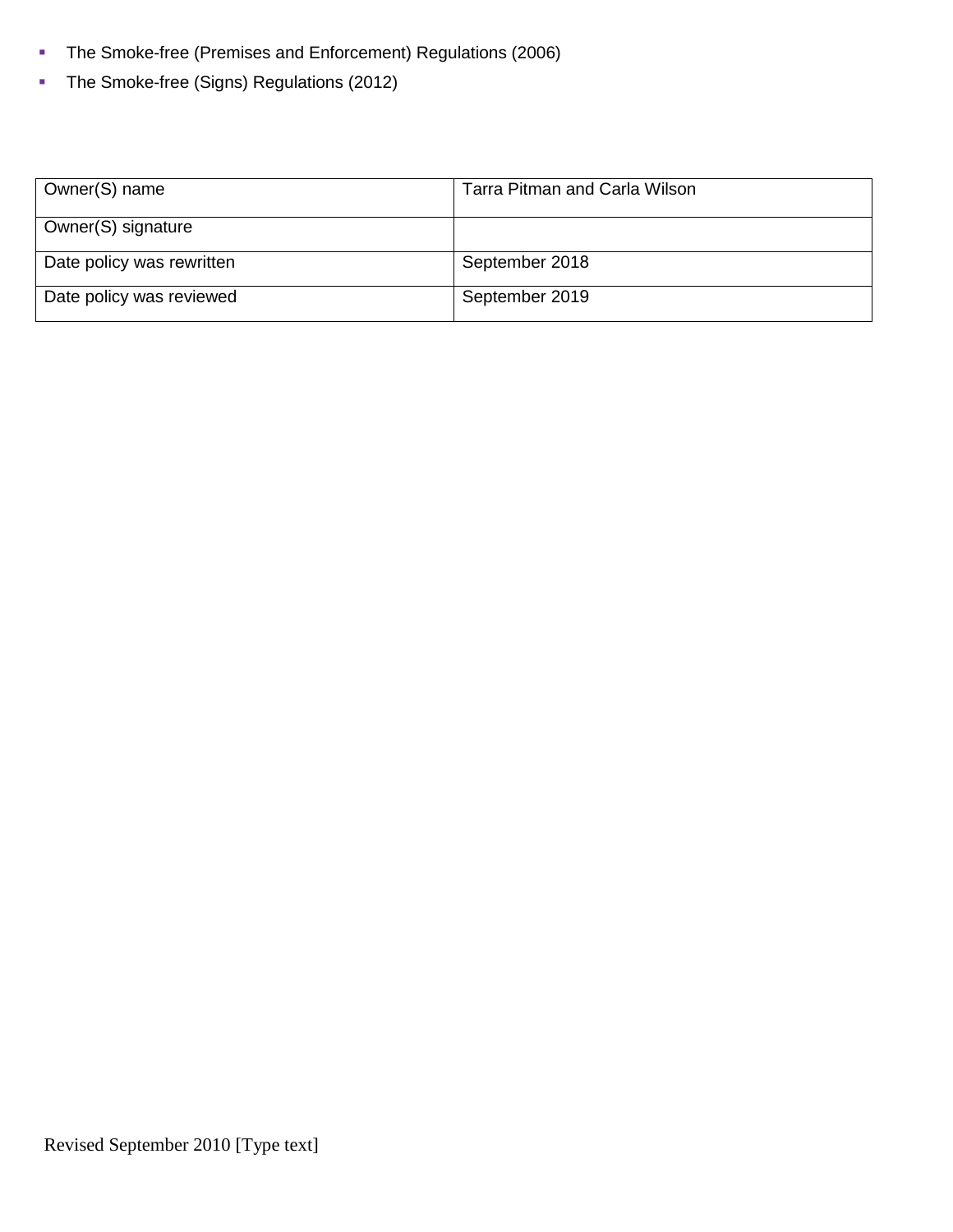- The Smoke-free (Premises and Enforcement) Regulations (2006)
- The Smoke-free (Signs) Regulations (2012)

| | |
|---|---|
| Owner(S) name | Tarra Pitman and Carla Wilson |
| Owner(S) signature | |
| Date policy was rewritten | September 2018 |
| Date policy was reviewed | September 2019 |